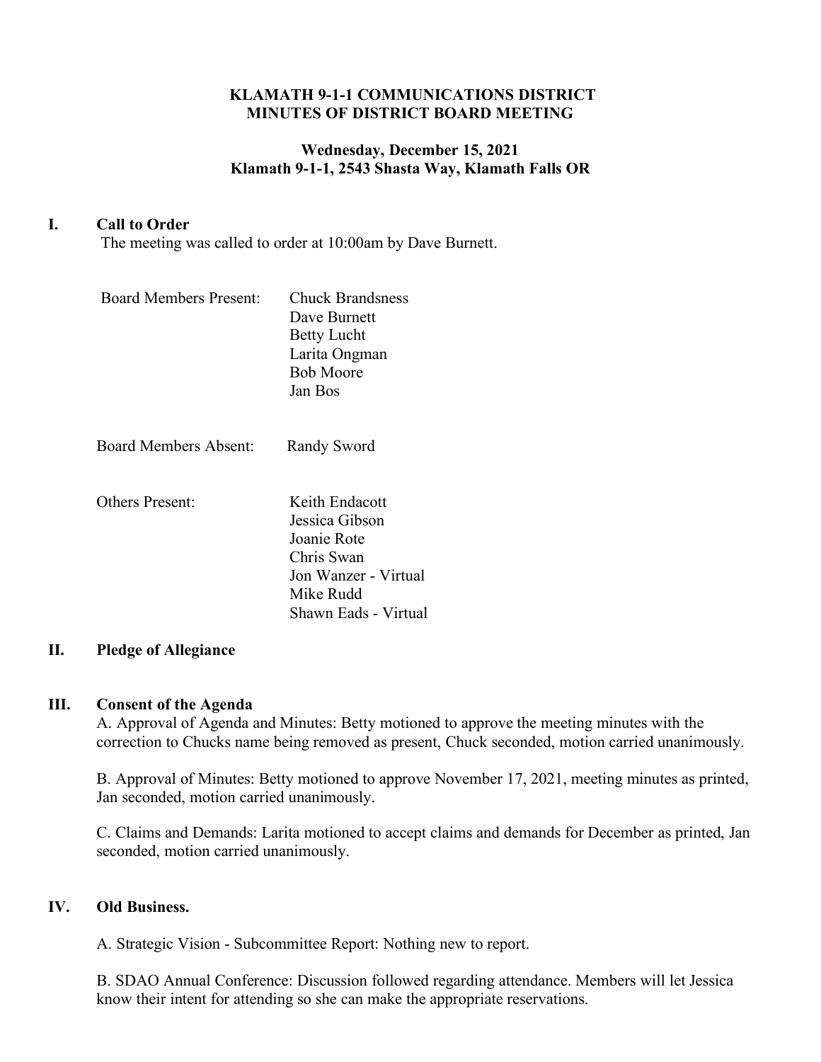# KLAMATH 9-1-1 COMMUNICATIONS DISTRICT
# MINUTES OF DISTRICT BOARD MEETING

### Wednesday, December 15, 2021
### Klamath 9-1-1, 2543 Shasta Way, Klamath Falls OR

## I. Call to Order

The meeting was called to order at 10:00am by Dave Burnett.

Board Members Present:
- Chuck Brandsness
- Dave Burnett
- Betty Lucht
- Larita Ongman
- Bob Moore
- Jan Bos

Board Members Absent: Randy Sword

Others Present:
- Keith Endacott
- Jessica Gibson
- Joanie Rote
- Chris Swan
- Jon Wanzer - Virtual
- Mike Rudd
- Shawn Eads - Virtual

## II. Pledge of Allegiance

## III. Consent of the Agenda

A. Approval of Agenda and Minutes: Betty motioned to approve the meeting minutes with the correction to Chucks name being removed as present, Chuck seconded, motion carried unanimously.

B. Approval of Minutes: Betty motioned to approve November 17, 2021, meeting minutes as printed, Jan seconded, motion carried unanimously.

C. Claims and Demands: Larita motioned to accept claims and demands for December as printed, Jan seconded, motion carried unanimously.

## IV. Old Business.

A. Strategic Vision - Subcommittee Report: Nothing new to report.

B. SDAO Annual Conference: Discussion followed regarding attendance. Members will let Jessica know their intent for attending so she can make the appropriate reservations.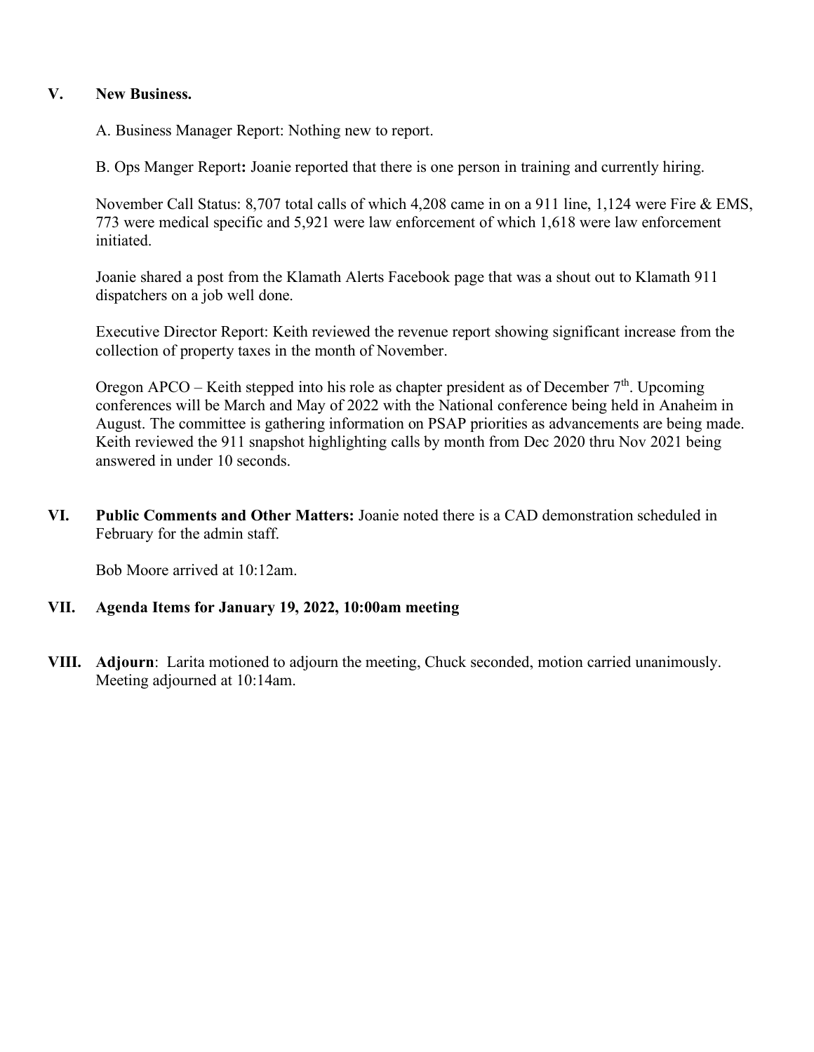## V. New Business.

A. Business Manager Report: Nothing new to report.

B. Ops Manger Report**:** Joanie reported that there is one person in training and currently hiring.

November Call Status: 8,707 total calls of which 4,208 came in on a 911 line, 1,124 were Fire & EMS, 773 were medical specific and 5,921 were law enforcement of which 1,618 were law enforcement initiated.

Joanie shared a post from the Klamath Alerts Facebook page that was a shout out to Klamath 911 dispatchers on a job well done.

Executive Director Report: Keith reviewed the revenue report showing significant increase from the collection of property taxes in the month of November.

Oregon APCO – Keith stepped into his role as chapter president as of December 7th. Upcoming conferences will be March and May of 2022 with the National conference being held in Anaheim in August. The committee is gathering information on PSAP priorities as advancements are being made. Keith reviewed the 911 snapshot highlighting calls by month from Dec 2020 thru Nov 2021 being answered in under 10 seconds.

## VI. Public Comments and Other Matters:

Joanie noted there is a CAD demonstration scheduled in February for the admin staff.

Bob Moore arrived at 10:12am.

## VII. Agenda Items for January 19, 2022, 10:00am meeting

## VIII. Adjourn:

Larita motioned to adjourn the meeting, Chuck seconded, motion carried unanimously. Meeting adjourned at 10:14am.